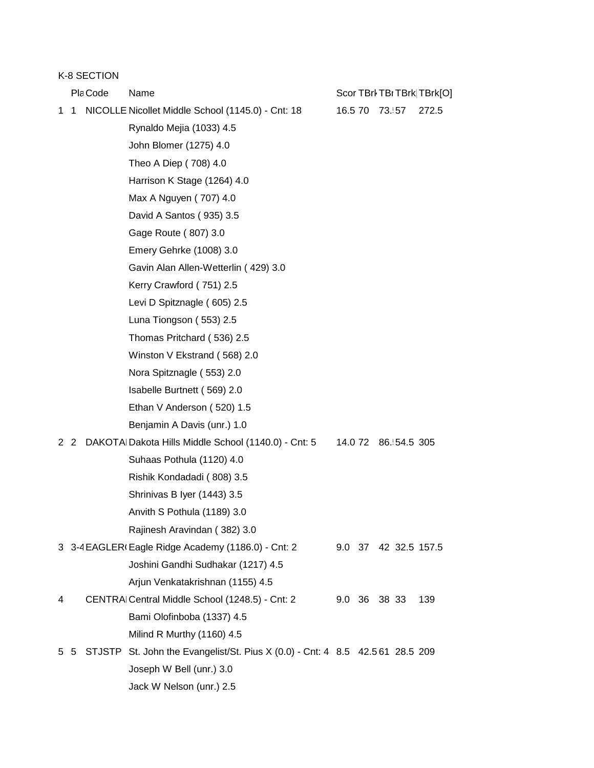K-8 SECTION

|  | Pla | Code | Name | Scor | TBrk | TBr | TBrk | TBrk[O] |
|---|---|---|---|---|---|---|---|---|
| 1 | 1 | NICOLLE | Nicollet Middle School (1145.0) - Cnt: 18 | 16.5 | 70 | 73.5 | 57 | 272.5 |
|  |  |  | Rynaldo Mejia (1033) 4.5 |  |  |  |  |  |
|  |  |  | John Blomer (1275) 4.0 |  |  |  |  |  |
|  |  |  | Theo A Diep ( 708) 4.0 |  |  |  |  |  |
|  |  |  | Harrison K Stage (1264) 4.0 |  |  |  |  |  |
|  |  |  | Max A Nguyen ( 707) 4.0 |  |  |  |  |  |
|  |  |  | David A Santos ( 935) 3.5 |  |  |  |  |  |
|  |  |  | Gage Route ( 807) 3.0 |  |  |  |  |  |
|  |  |  | Emery Gehrke (1008) 3.0 |  |  |  |  |  |
|  |  |  | Gavin Alan Allen-Wetterlin ( 429) 3.0 |  |  |  |  |  |
|  |  |  | Kerry Crawford ( 751) 2.5 |  |  |  |  |  |
|  |  |  | Levi D Spitznagle ( 605) 2.5 |  |  |  |  |  |
|  |  |  | Luna Tiongson ( 553) 2.5 |  |  |  |  |  |
|  |  |  | Thomas Pritchard ( 536) 2.5 |  |  |  |  |  |
|  |  |  | Winston V Ekstrand ( 568) 2.0 |  |  |  |  |  |
|  |  |  | Nora Spitznagle ( 553) 2.0 |  |  |  |  |  |
|  |  |  | Isabelle Burtnett ( 569) 2.0 |  |  |  |  |  |
|  |  |  | Ethan V Anderson ( 520) 1.5 |  |  |  |  |  |
|  |  |  | Benjamin A Davis (unr.) 1.0 |  |  |  |  |  |
| 2 | 2 | DAKOTA | Dakota Hills Middle School (1140.0) - Cnt: 5 | 14.0 | 72 | 86.5 | 54.5 | 305 |
|  |  |  | Suhaas Pothula (1120) 4.0 |  |  |  |  |  |
|  |  |  | Rishik Kondadadi ( 808) 3.5 |  |  |  |  |  |
|  |  |  | Shrinivas B Iyer (1443) 3.5 |  |  |  |  |  |
|  |  |  | Anvith S Pothula (1189) 3.0 |  |  |  |  |  |
|  |  |  | Rajinesh Aravindan ( 382) 3.0 |  |  |  |  |  |
| 3 | 3-4 | EAGLER | Eagle Ridge Academy (1186.0) - Cnt: 2 | 9.0 | 37 | 42 | 32.5 | 157.5 |
|  |  |  | Joshini Gandhi Sudhakar (1217) 4.5 |  |  |  |  |  |
|  |  |  | Arjun Venkatakrishnan (1155) 4.5 |  |  |  |  |  |
| 4 |  | CENTRA | Central Middle School (1248.5) - Cnt: 2 | 9.0 | 36 | 38 | 33 | 139 |
|  |  |  | Bami Olofinboba (1337) 4.5 |  |  |  |  |  |
|  |  |  | Milind R Murthy (1160) 4.5 |  |  |  |  |  |
| 5 | 5 | STJSTP | St. John the Evangelist/St. Pius X (0.0) - Cnt: 4 | 8.5 | 42.5 | 61 | 28.5 | 209 |
|  |  |  | Joseph W Bell (unr.) 3.0 |  |  |  |  |  |
|  |  |  | Jack W Nelson (unr.) 2.5 |  |  |  |  |  |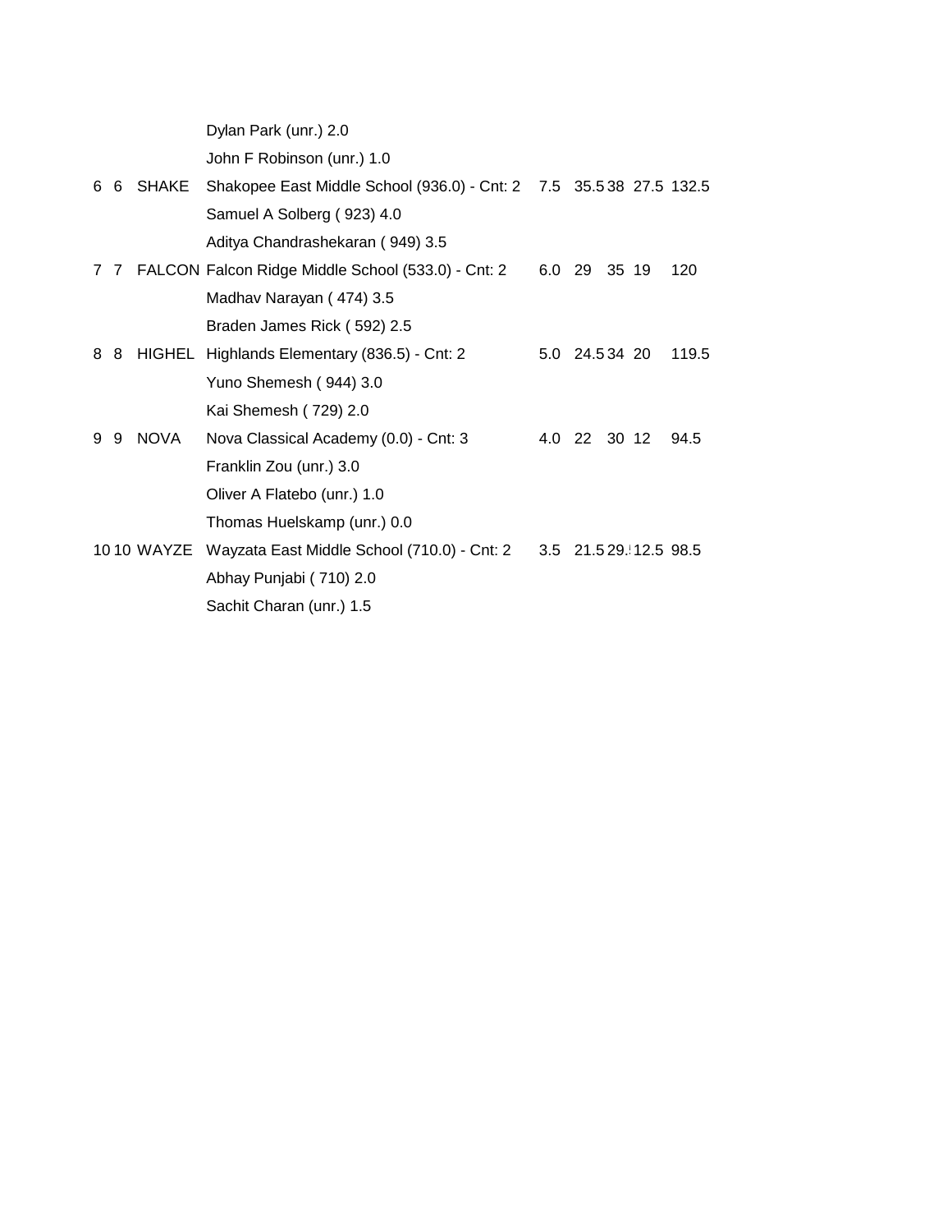| | | | | | | | | |
|---|---|---|---|---|---|---|---|---|
| | | | Dylan Park (unr.) 2.0 | | | | | |
| | | | John F Robinson (unr.) 1.0 | | | | | |
| 6 | 6 | SHAKE | Shakopee East Middle School (936.0) - Cnt: 2 | 7.5 | 35.5 | 38 | 27.5 | 132.5 |
| | | | Samuel A Solberg ( 923) 4.0 | | | | | |
| | | | Aditya Chandrashekaran ( 949) 3.5 | | | | | |
| 7 | 7 | FALCON | Falcon Ridge Middle School (533.0) - Cnt: 2 | 6.0 | 29 | 35 | 19 | 120 |
| | | | Madhav Narayan ( 474) 3.5 | | | | | |
| | | | Braden James Rick ( 592) 2.5 | | | | | |
| 8 | 8 | HIGHEL | Highlands Elementary (836.5) - Cnt: 2 | 5.0 | 24.5 | 34 | 20 | 119.5 |
| | | | Yuno Shemesh ( 944) 3.0 | | | | | |
| | | | Kai Shemesh ( 729) 2.0 | | | | | |
| 9 | 9 | NOVA | Nova Classical Academy (0.0) - Cnt: 3 | 4.0 | 22 | 30 | 12 | 94.5 |
| | | | Franklin Zou (unr.) 3.0 | | | | | |
| | | | Oliver A Flatebo (unr.) 1.0 | | | | | |
| | | | Thomas Huelskamp (unr.) 0.0 | | | | | |
| 10 | 10 | WAYZE | Wayzata East Middle School (710.0) - Cnt: 2 | 3.5 | 21.5 | 29.! | 12.5 | 98.5 |
| | | | Abhay Punjabi ( 710) 2.0 | | | | | |
| | | | Sachit Charan (unr.) 1.5 | | | | | |